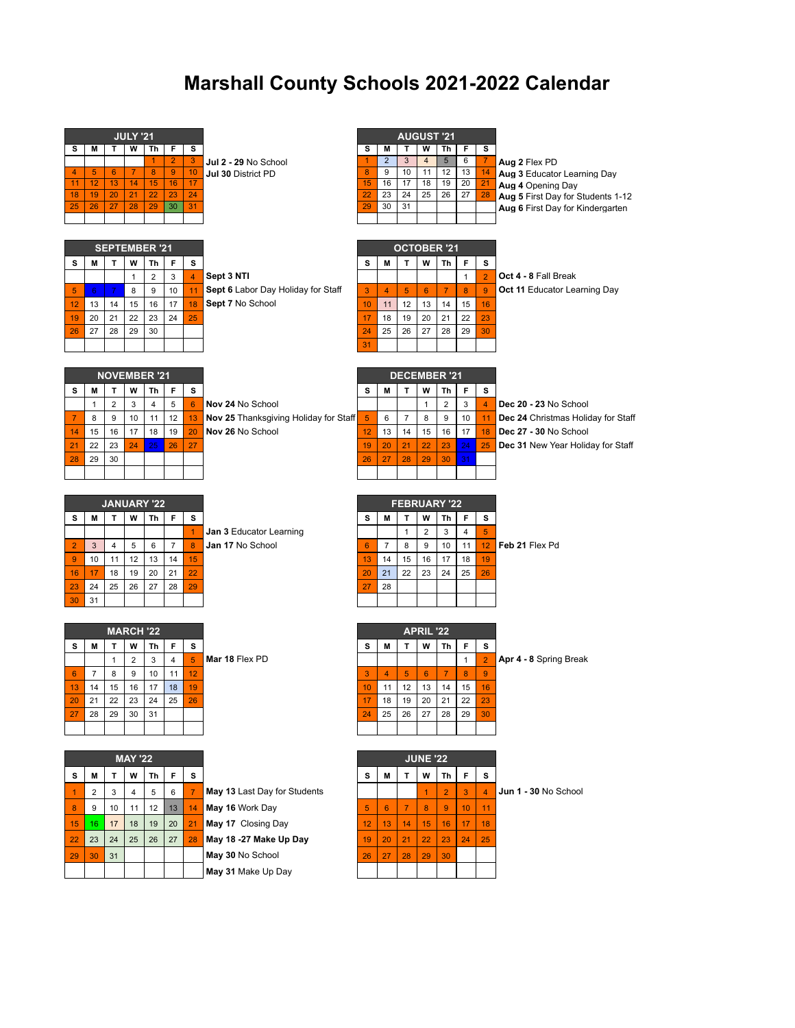# Marshall County Schools 2021-2022 Calendar

## JULY '21

| S | M | T | W | Th | F | S |
|---|---|---|---|---|---|---|
| | | | | 1 | 2 | 3 |
| 4 | 5 | 6 | 7 | 8 | 9 | 10 |
| 11 | 12 | 13 | 14 | 15 | 16 | 17 |
| 18 | 19 | 20 | 21 | 22 | 23 | 24 |
| 25 | 26 | 27 | 28 | 29 | 30 | 31 |

**Jul 2 - 29** No School
**Jul 30** District PD

## AUGUST '21

| S | M | T | W | Th | F | S |
|---|---|---|---|---|---|---|
| 1 | 2 | 3 | 4 | 5 | 6 | 7 |
| 8 | 9 | 10 | 11 | 12 | 13 | 14 |
| 15 | 16 | 17 | 18 | 19 | 20 | 21 |
| 22 | 23 | 24 | 25 | 26 | 27 | 28 |
| 29 | 30 | 31 | | | | |

**Aug 2** Flex PD
**Aug 3** Educator Learning Day
**Aug 4** Opening Day
**Aug 5** First Day for Students 1-12
**Aug 6** First Day for Kindergarten

## SEPTEMBER '21

| S | M | T | W | Th | F | S |
|---|---|---|---|---|---|---|
| | | | 1 | 2 | 3 | 4 |
| 5 | 6 | 7 | 8 | 9 | 10 | 11 |
| 12 | 13 | 14 | 15 | 16 | 17 | 18 |
| 19 | 20 | 21 | 22 | 23 | 24 | 25 |
| 26 | 27 | 28 | 29 | 30 | | |

**Sept 3 NTI**
**Sept 6** Labor Day Holiday for Staff
**Sept 7** No School

## OCTOBER '21

| S | M | T | W | Th | F | S |
|---|---|---|---|---|---|---|
| | | | | | 1 | 2 |
| 3 | 4 | 5 | 6 | 7 | 8 | 9 |
| 10 | 11 | 12 | 13 | 14 | 15 | 16 |
| 17 | 18 | 19 | 20 | 21 | 22 | 23 |
| 24 | 25 | 26 | 27 | 28 | 29 | 30 |
| 31 | | | | | | |

**Oct 4 - 8** Fall Break
**Oct 11** Educator Learning Day

## NOVEMBER '21

| S | M | T | W | Th | F | S |
|---|---|---|---|---|---|---|
| | 1 | 2 | 3 | 4 | 5 | 6 |
| 7 | 8 | 9 | 10 | 11 | 12 | 13 |
| 14 | 15 | 16 | 17 | 18 | 19 | 20 |
| 21 | 22 | 23 | 24 | 25 | 26 | 27 |
| 28 | 29 | 30 | | | | |

**Nov 24** No School
**Nov 25** Thanksgiving Holiday for Staff
**Nov 26** No School

## DECEMBER '21

| S | M | T | W | Th | F | S |
|---|---|---|---|---|---|---|
| | | | 1 | 2 | 3 | 4 |
| 5 | 6 | 7 | 8 | 9 | 10 | 11 |
| 12 | 13 | 14 | 15 | 16 | 17 | 18 |
| 19 | 20 | 21 | 22 | 23 | 24 | 25 |
| 26 | 27 | 28 | 29 | 30 | 31 | |

**Dec 20 - 23** No School
**Dec 24** Christmas Holiday for Staff
**Dec 27 - 30** No School
**Dec 31** New Year Holiday for Staff

## JANUARY '22

| S | M | T | W | Th | F | S |
|---|---|---|---|---|---|---|
| | | | | | | 1 |
| 2 | 3 | 4 | 5 | 6 | 7 | 8 |
| 9 | 10 | 11 | 12 | 13 | 14 | 15 |
| 16 | 17 | 18 | 19 | 20 | 21 | 22 |
| 23 | 24 | 25 | 26 | 27 | 28 | 29 |
| 30 | 31 | | | | | |

**Jan 3** Educator Learning
**Jan 17** No School

## FEBRUARY '22

| S | M | T | W | Th | F | S |
|---|---|---|---|---|---|---|
| | | 1 | 2 | 3 | 4 | 5 |
| 6 | 7 | 8 | 9 | 10 | 11 | 12 |
| 13 | 14 | 15 | 16 | 17 | 18 | 19 |
| 20 | 21 | 22 | 23 | 24 | 25 | 26 |
| 27 | 28 | | | | | |

**Feb 21** Flex Pd

## MARCH '22

| S | M | T | W | Th | F | S |
|---|---|---|---|---|---|---|
| | | 1 | 2 | 3 | 4 | 5 |
| 6 | 7 | 8 | 9 | 10 | 11 | 12 |
| 13 | 14 | 15 | 16 | 17 | 18 | 19 |
| 20 | 21 | 22 | 23 | 24 | 25 | 26 |
| 27 | 28 | 29 | 30 | 31 | | |

**Mar 18** Flex PD

## APRIL '22

| S | M | T | W | Th | F | S |
|---|---|---|---|---|---|---|
| | | | | | 1 | 2 |
| 3 | 4 | 5 | 6 | 7 | 8 | 9 |
| 10 | 11 | 12 | 13 | 14 | 15 | 16 |
| 17 | 18 | 19 | 20 | 21 | 22 | 23 |
| 24 | 25 | 26 | 27 | 28 | 29 | 30 |

**Apr 4 - 8** Spring Break

## MAY '22

| S | M | T | W | Th | F | S |
|---|---|---|---|---|---|---|
| 1 | 2 | 3 | 4 | 5 | 6 | 7 |
| 8 | 9 | 10 | 11 | 12 | 13 | 14 |
| 15 | 16 | 17 | 18 | 19 | 20 | 21 |
| 22 | 23 | 24 | 25 | 26 | 27 | 28 |
| 29 | 30 | 31 | | | | |

**May 13** Last Day for Students
**May 16** Work Day
**May 17** Closing Day
**May 18 -27 Make Up Day**
**May 30** No School
**May 31** Make Up Day

## JUNE '22

| S | M | T | W | Th | F | S |
|---|---|---|---|---|---|---|
| | | | 1 | 2 | 3 | 4 |
| 5 | 6 | 7 | 8 | 9 | 10 | 11 |
| 12 | 13 | 14 | 15 | 16 | 17 | 18 |
| 19 | 20 | 21 | 22 | 23 | 24 | 25 |
| 26 | 27 | 28 | 29 | 30 | | |

**Jun 1 - 30** No School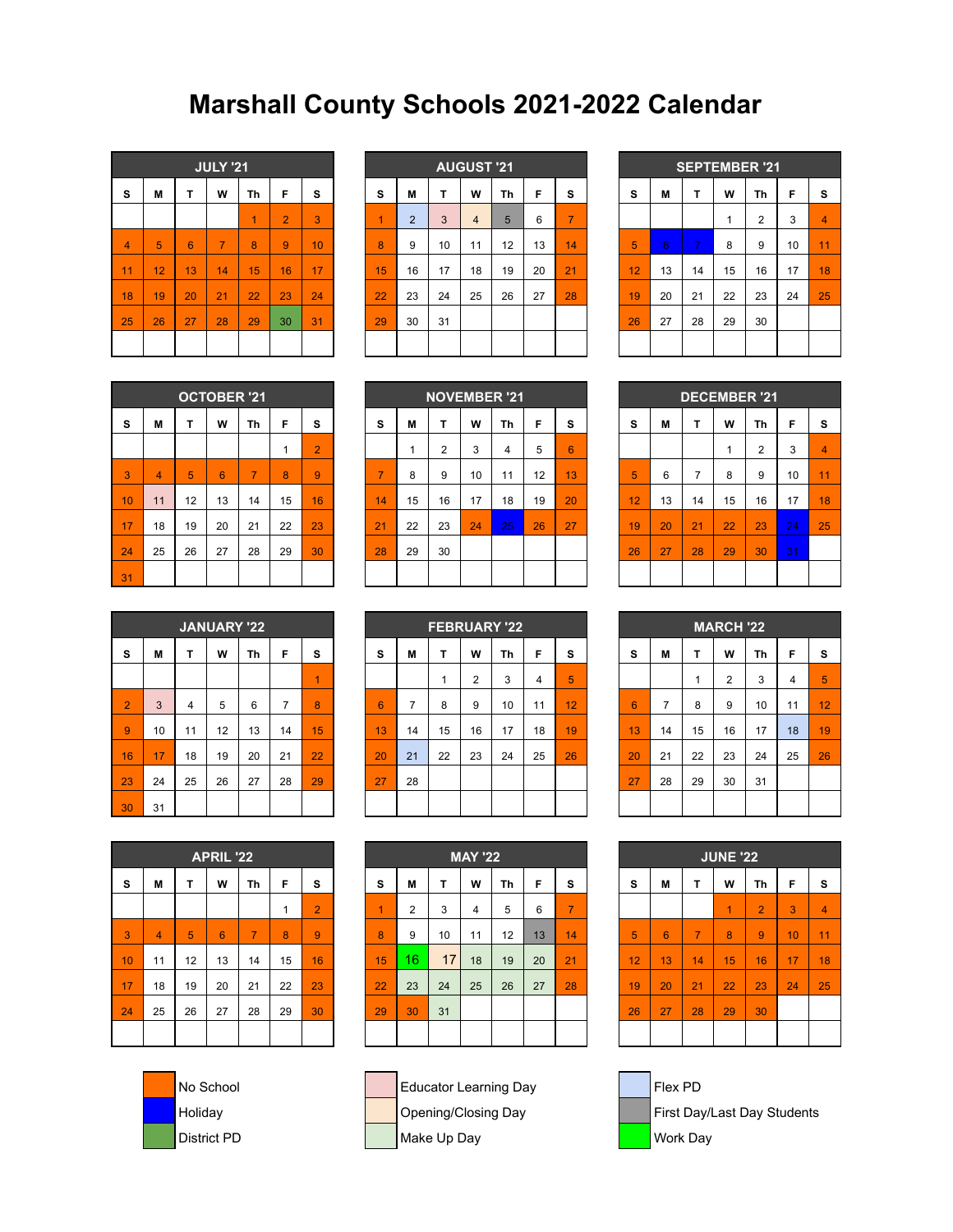# Marshall County Schools 2021-2022 Calendar

### JULY '21

| S | M | T | W | Th | F | S |
|---|---|---|---|---|---|---|
| | | | | 1 | 2 | 3 |
| 4 | 5 | 6 | 7 | 8 | 9 | 10 |
| 11 | 12 | 13 | 14 | 15 | 16 | 17 |
| 18 | 19 | 20 | 21 | 22 | 23 | 24 |
| 25 | 26 | 27 | 28 | 29 | 30 | 31 |

### AUGUST '21

| S | M | T | W | Th | F | S |
|---|---|---|---|---|---|---|
| 1 | 2 | 3 | 4 | 5 | 6 | 7 |
| 8 | 9 | 10 | 11 | 12 | 13 | 14 |
| 15 | 16 | 17 | 18 | 19 | 20 | 21 |
| 22 | 23 | 24 | 25 | 26 | 27 | 28 |
| 29 | 30 | 31 | | | | |

### SEPTEMBER '21

| S | M | T | W | Th | F | S |
|---|---|---|---|---|---|---|
| | | | 1 | 2 | 3 | 4 |
| 5 | 6 | 7 | 8 | 9 | 10 | 11 |
| 12 | 13 | 14 | 15 | 16 | 17 | 18 |
| 19 | 20 | 21 | 22 | 23 | 24 | 25 |
| 26 | 27 | 28 | 29 | 30 | | |

### OCTOBER '21

| S | M | T | W | Th | F | S |
|---|---|---|---|---|---|---|
| | | | | | 1 | 2 |
| 3 | 4 | 5 | 6 | 7 | 8 | 9 |
| 10 | 11 | 12 | 13 | 14 | 15 | 16 |
| 17 | 18 | 19 | 20 | 21 | 22 | 23 |
| 24 | 25 | 26 | 27 | 28 | 29 | 30 |
| 31 | | | | | | |

### NOVEMBER '21

| S | M | T | W | Th | F | S |
|---|---|---|---|---|---|---|
| | 1 | 2 | 3 | 4 | 5 | 6 |
| 7 | 8 | 9 | 10 | 11 | 12 | 13 |
| 14 | 15 | 16 | 17 | 18 | 19 | 20 |
| 21 | 22 | 23 | 24 | 25 | 26 | 27 |
| 28 | 29 | 30 | | | | |

### DECEMBER '21

| S | M | T | W | Th | F | S |
|---|---|---|---|---|---|---|
| | | | 1 | 2 | 3 | 4 |
| 5 | 6 | 7 | 8 | 9 | 10 | 11 |
| 12 | 13 | 14 | 15 | 16 | 17 | 18 |
| 19 | 20 | 21 | 22 | 23 | 24 | 25 |
| 26 | 27 | 28 | 29 | 30 | 31 | |

### JANUARY '22

| S | M | T | W | Th | F | S |
|---|---|---|---|---|---|---|
| | | | | | | 1 |
| 2 | 3 | 4 | 5 | 6 | 7 | 8 |
| 9 | 10 | 11 | 12 | 13 | 14 | 15 |
| 16 | 17 | 18 | 19 | 20 | 21 | 22 |
| 23 | 24 | 25 | 26 | 27 | 28 | 29 |
| 30 | 31 | | | | | |

### FEBRUARY '22

| S | M | T | W | Th | F | S |
|---|---|---|---|---|---|---|
| | | 1 | 2 | 3 | 4 | 5 |
| 6 | 7 | 8 | 9 | 10 | 11 | 12 |
| 13 | 14 | 15 | 16 | 17 | 18 | 19 |
| 20 | 21 | 22 | 23 | 24 | 25 | 26 |
| 27 | 28 | | | | | |

### MARCH '22

| S | M | T | W | Th | F | S |
|---|---|---|---|---|---|---|
| | | 1 | 2 | 3 | 4 | 5 |
| 6 | 7 | 8 | 9 | 10 | 11 | 12 |
| 13 | 14 | 15 | 16 | 17 | 18 | 19 |
| 20 | 21 | 22 | 23 | 24 | 25 | 26 |
| 27 | 28 | 29 | 30 | 31 | | |

### APRIL '22

| S | M | T | W | Th | F | S |
|---|---|---|---|---|---|---|
| | | | | | 1 | 2 |
| 3 | 4 | 5 | 6 | 7 | 8 | 9 |
| 10 | 11 | 12 | 13 | 14 | 15 | 16 |
| 17 | 18 | 19 | 20 | 21 | 22 | 23 |
| 24 | 25 | 26 | 27 | 28 | 29 | 30 |

### MAY '22

| S | M | T | W | Th | F | S |
|---|---|---|---|---|---|---|
| 1 | 2 | 3 | 4 | 5 | 6 | 7 |
| 8 | 9 | 10 | 11 | 12 | 13 | 14 |
| 15 | 16 | 17 | 18 | 19 | 20 | 21 |
| 22 | 23 | 24 | 25 | 26 | 27 | 28 |
| 29 | 30 | 31 | | | | |

### JUNE '22

| S | M | T | W | Th | F | S |
|---|---|---|---|---|---|---|
| | | | 1 | 2 | 3 | 4 |
| 5 | 6 | 7 | 8 | 9 | 10 | 11 |
| 12 | 13 | 14 | 15 | 16 | 17 | 18 |
| 19 | 20 | 21 | 22 | 23 | 24 | 25 |
| 26 | 27 | 28 | 29 | 30 | | |

- No School
- Holiday
- District PD
- Educator Learning Day
- Opening/Closing Day
- Make Up Day
- Flex PD
- First Day/Last Day Students
- Work Day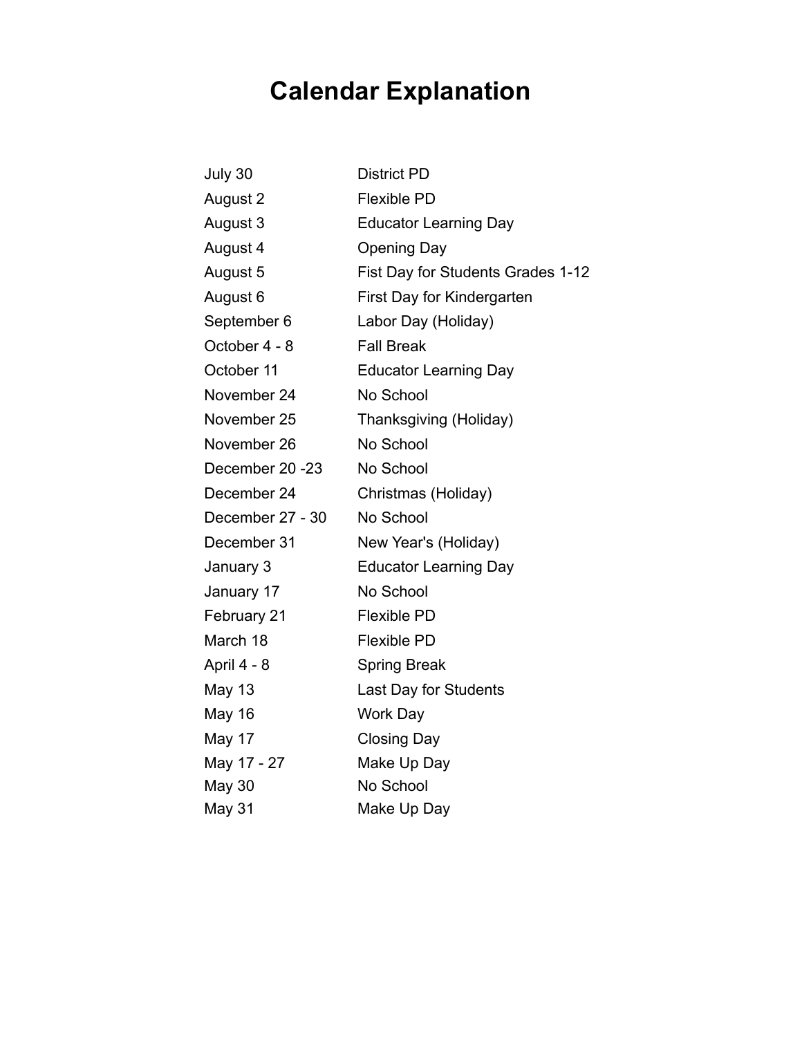# Calendar Explanation

| | |
|---|---|
| July 30 | District PD |
| August 2 | Flexible PD |
| August 3 | Educator Learning Day |
| August 4 | Opening Day |
| August 5 | Fist Day for Students Grades 1-12 |
| August 6 | First Day for Kindergarten |
| September 6 | Labor Day (Holiday) |
| October 4 - 8 | Fall Break |
| October 11 | Educator Learning Day |
| November 24 | No School |
| November 25 | Thanksgiving (Holiday) |
| November 26 | No School |
| December 20 -23 | No School |
| December 24 | Christmas (Holiday) |
| December 27 - 30 | No School |
| December 31 | New Year's (Holiday) |
| January 3 | Educator Learning Day |
| January 17 | No School |
| February 21 | Flexible PD |
| March 18 | Flexible PD |
| April 4 - 8 | Spring Break |
| May 13 | Last Day for Students |
| May 16 | Work Day |
| May 17 | Closing Day |
| May 17 - 27 | Make Up Day |
| May 30 | No School |
| May 31 | Make Up Day |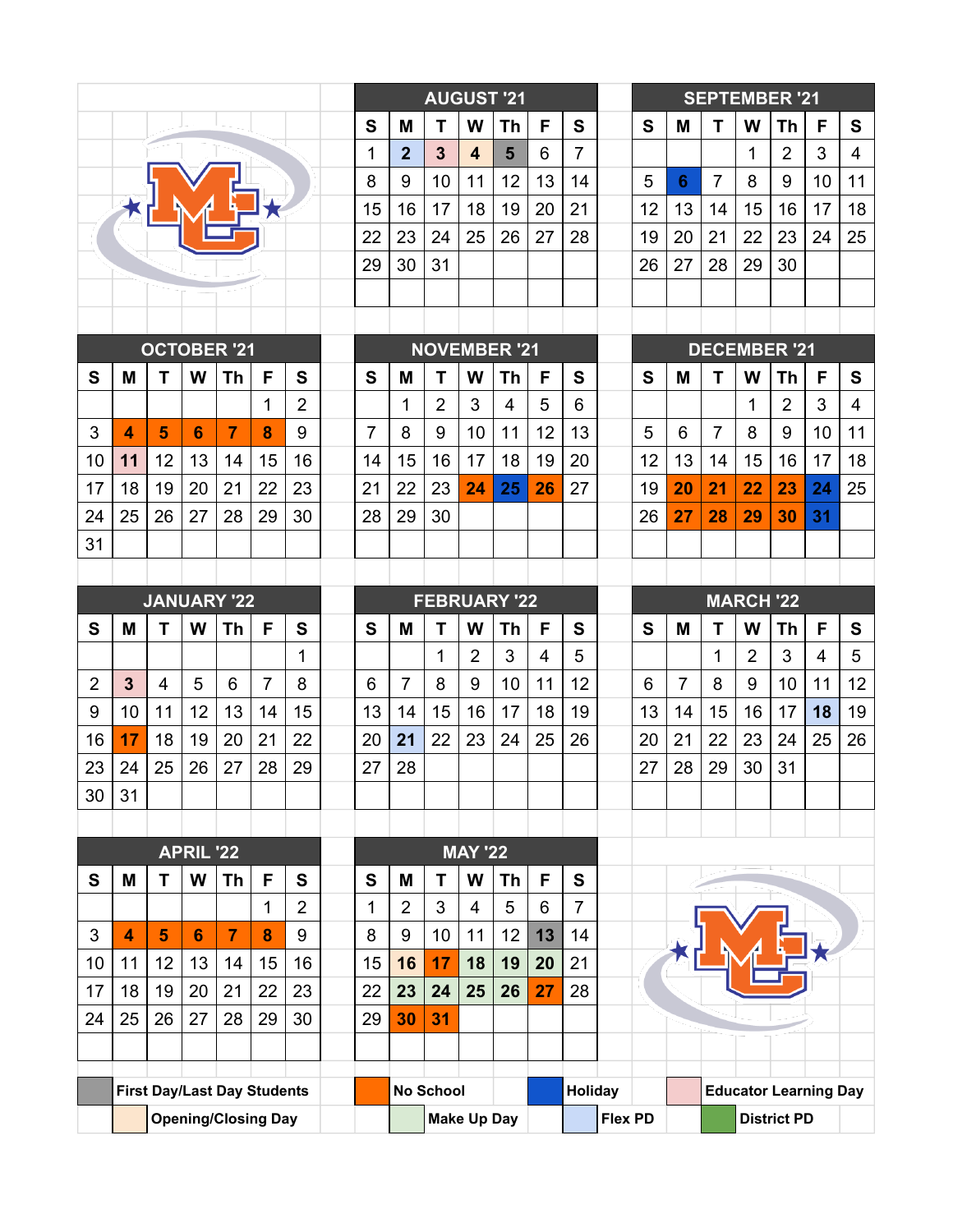## AUGUST '21

| S | M | T | W | Th | F | S |
|---|---|---|---|---|---|---|
| 1 | 2 | 3 | 4 | 5 | 6 | 7 |
| 8 | 9 | 10 | 11 | 12 | 13 | 14 |
| 15 | 16 | 17 | 18 | 19 | 20 | 21 |
| 22 | 23 | 24 | 25 | 26 | 27 | 28 |
| 29 | 30 | 31 | | | | |

## SEPTEMBER '21

| S | M | T | W | Th | F | S |
|---|---|---|---|---|---|---|
| | | | 1 | 2 | 3 | 4 |
| 5 | 6 | 7 | 8 | 9 | 10 | 11 |
| 12 | 13 | 14 | 15 | 16 | 17 | 18 |
| 19 | 20 | 21 | 22 | 23 | 24 | 25 |
| 26 | 27 | 28 | 29 | 30 | | |

## OCTOBER '21

| S | M | T | W | Th | F | S |
|---|---|---|---|---|---|---|
| | | | | | 1 | 2 |
| 3 | 4 | 5 | 6 | 7 | 8 | 9 |
| 10 | 11 | 12 | 13 | 14 | 15 | 16 |
| 17 | 18 | 19 | 20 | 21 | 22 | 23 |
| 24 | 25 | 26 | 27 | 28 | 29 | 30 |
| 31 | | | | | | |

## NOVEMBER '21

| S | M | T | W | Th | F | S |
|---|---|---|---|---|---|---|
| | 1 | 2 | 3 | 4 | 5 | 6 |
| 7 | 8 | 9 | 10 | 11 | 12 | 13 |
| 14 | 15 | 16 | 17 | 18 | 19 | 20 |
| 21 | 22 | 23 | 24 | 25 | 26 | 27 |
| 28 | 29 | 30 | | | | |

## DECEMBER '21

| S | M | T | W | Th | F | S |
|---|---|---|---|---|---|---|
| | | | 1 | 2 | 3 | 4 |
| 5 | 6 | 7 | 8 | 9 | 10 | 11 |
| 12 | 13 | 14 | 15 | 16 | 17 | 18 |
| 19 | 20 | 21 | 22 | 23 | 24 | 25 |
| 26 | 27 | 28 | 29 | 30 | 31 | |

## JANUARY '22

| S | M | T | W | Th | F | S |
|---|---|---|---|---|---|---|
| | | | | | | 1 |
| 2 | 3 | 4 | 5 | 6 | 7 | 8 |
| 9 | 10 | 11 | 12 | 13 | 14 | 15 |
| 16 | 17 | 18 | 19 | 20 | 21 | 22 |
| 23 | 24 | 25 | 26 | 27 | 28 | 29 |
| 30 | 31 | | | | | |

## FEBRUARY '22

| S | M | T | W | Th | F | S |
|---|---|---|---|---|---|---|
| | | 1 | 2 | 3 | 4 | 5 |
| 6 | 7 | 8 | 9 | 10 | 11 | 12 |
| 13 | 14 | 15 | 16 | 17 | 18 | 19 |
| 20 | 21 | 22 | 23 | 24 | 25 | 26 |
| 27 | 28 | | | | | |

## MARCH '22

| S | M | T | W | Th | F | S |
|---|---|---|---|---|---|---|
| | | 1 | 2 | 3 | 4 | 5 |
| 6 | 7 | 8 | 9 | 10 | 11 | 12 |
| 13 | 14 | 15 | 16 | 17 | 18 | 19 |
| 20 | 21 | 22 | 23 | 24 | 25 | 26 |
| 27 | 28 | 29 | 30 | 31 | | |

## APRIL '22

| S | M | T | W | Th | F | S |
|---|---|---|---|---|---|---|
| | | | | | 1 | 2 |
| 3 | 4 | 5 | 6 | 7 | 8 | 9 |
| 10 | 11 | 12 | 13 | 14 | 15 | 16 |
| 17 | 18 | 19 | 20 | 21 | 22 | 23 |
| 24 | 25 | 26 | 27 | 28 | 29 | 30 |

## MAY '22

| S | M | T | W | Th | F | S |
|---|---|---|---|---|---|---|
| 1 | 2 | 3 | 4 | 5 | 6 | 7 |
| 8 | 9 | 10 | 11 | 12 | 13 | 14 |
| 15 | 16 | 17 | 18 | 19 | 20 | 21 |
| 22 | 23 | 24 | 25 | 26 | 27 | 28 |
| 29 | 30 | 31 | | | | |

First Day/Last Day Students

No School

Holiday

Educator Learning Day

Opening/Closing Day

Make Up Day

Flex PD

District PD